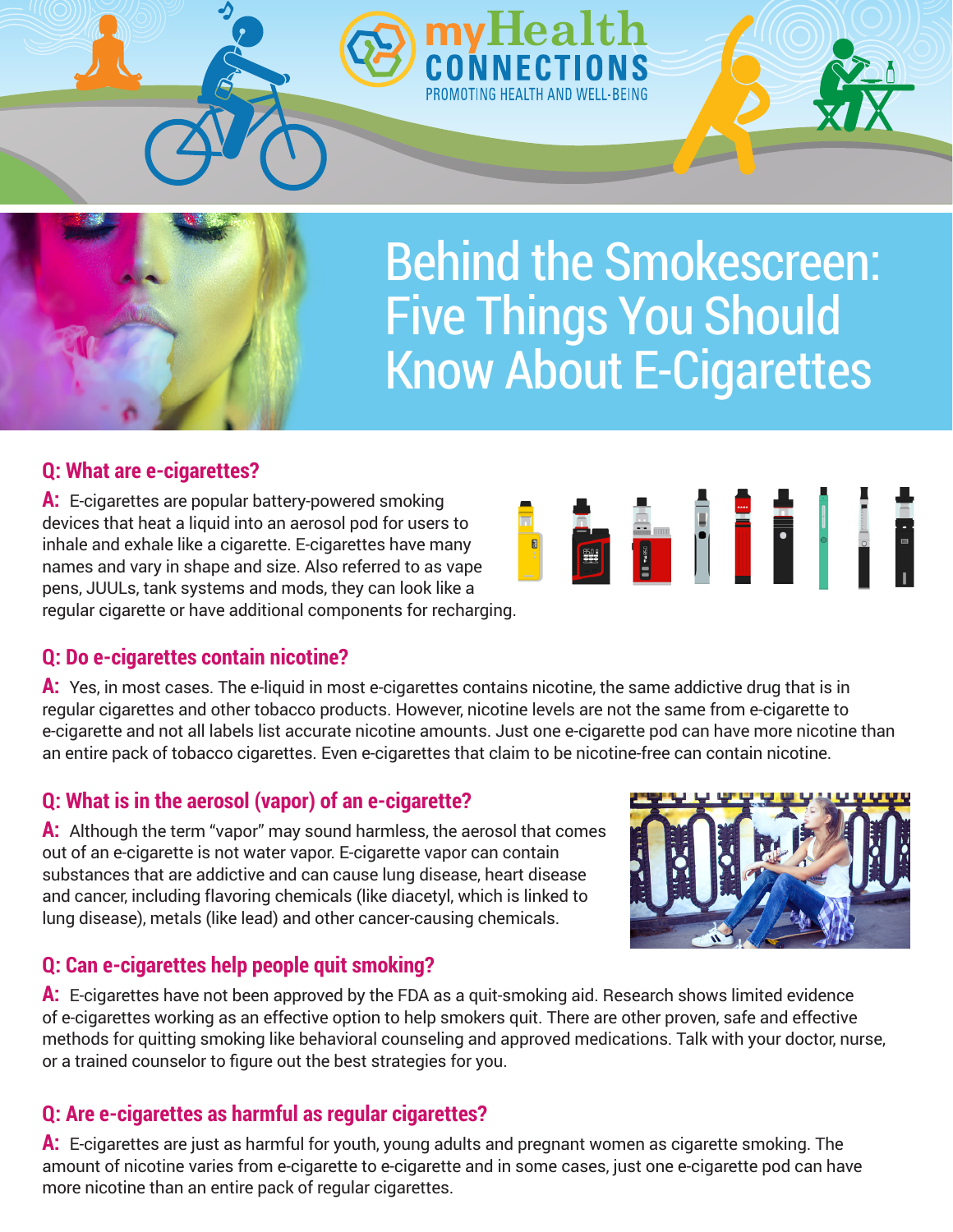myHealth CONNECTIONS

PROMOTING HEALTH AND WELL-BEING

# Behind the Smokescreen: Five Things You Should Know About E-Cigarettes

## Q: What are e-cigarettes?

**A:** E-cigarettes are popular battery-powered smoking devices that heat a liquid into an aerosol pod for users to inhale and exhale like a cigarette. E-cigarettes have many names and vary in shape and size. Also referred to as vape pens, JUULs, tank systems and mods, they can look like a regular cigarette or have additional components for recharging.

## Q: Do e-cigarettes contain nicotine?

**A:** Yes, in most cases. The e-liquid in most e-cigarettes contains nicotine, the same addictive drug that is in regular cigarettes and other tobacco products. However, nicotine levels are not the same from e-cigarette to e-cigarette and not all labels list accurate nicotine amounts. Just one e-cigarette pod can have more nicotine than an entire pack of tobacco cigarettes. Even e-cigarettes that claim to be nicotine-free can contain nicotine.

## Q: What is in the aerosol (vapor) of an e-cigarette?

**A:** Although the term "vapor" may sound harmless, the aerosol that comes out of an e-cigarette is not water vapor. E-cigarette vapor can contain substances that are addictive and can cause lung disease, heart disease and cancer, including flavoring chemicals (like diacetyl, which is linked to lung disease), metals (like lead) and other cancer-causing chemicals.

## Q: Can e-cigarettes help people quit smoking?

**A:** E-cigarettes have not been approved by the FDA as a quit-smoking aid. Research shows limited evidence of e-cigarettes working as an effective option to help smokers quit. There are other proven, safe and effective methods for quitting smoking like behavioral counseling and approved medications. Talk with your doctor, nurse, or a trained counselor to figure out the best strategies for you.

## Q: Are e-cigarettes as harmful as regular cigarettes?

**A:** E-cigarettes are just as harmful for youth, young adults and pregnant women as cigarette smoking. The amount of nicotine varies from e-cigarette to e-cigarette and in some cases, just one e-cigarette pod can have more nicotine than an entire pack of regular cigarettes.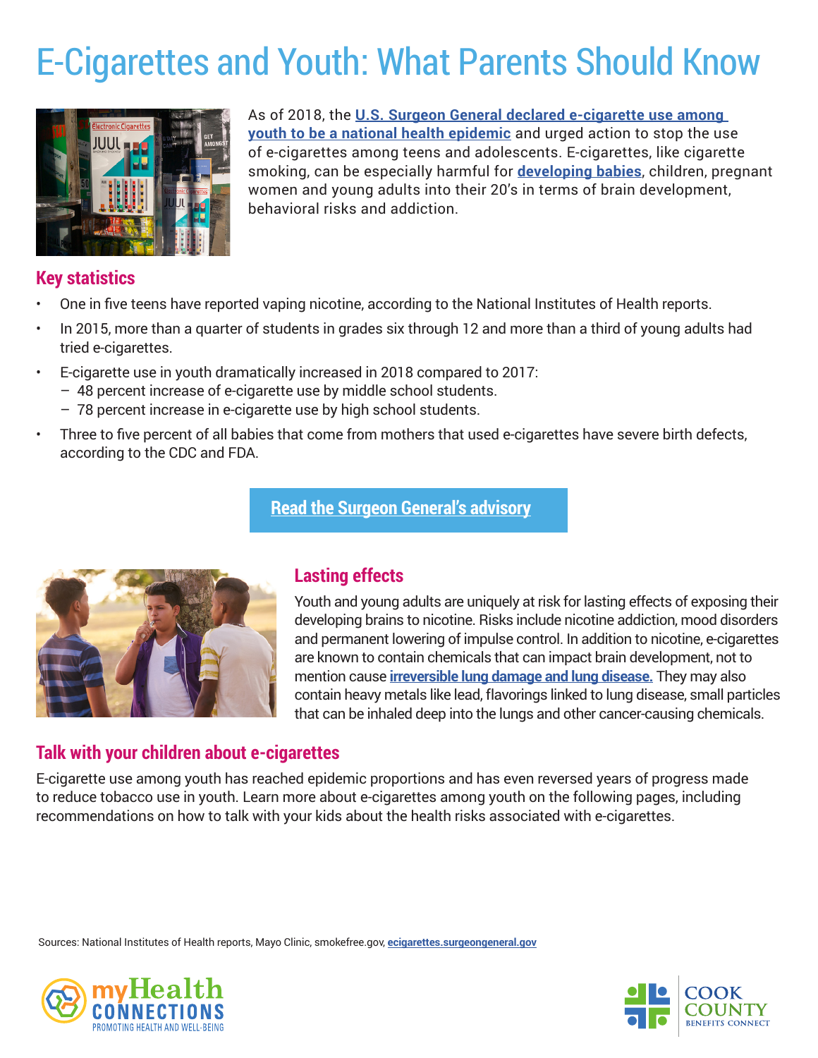# E-Cigarettes and Youth: What Parents Should Know

As of 2018, the **U.S. Surgeon General declared e-cigarette use among youth to be a national health epidemic** and urged action to stop the use of e-cigarettes among teens and adolescents. E-cigarettes, like cigarette smoking, can be especially harmful for **developing babies**, children, pregnant women and young adults into their 20's in terms of brain development, behavioral risks and addiction.

## Key statistics

- One in five teens have reported vaping nicotine, according to the National Institutes of Health reports.
- In 2015, more than a quarter of students in grades six through 12 and more than a third of young adults had tried e-cigarettes.
- E-cigarette use in youth dramatically increased in 2018 compared to 2017:
  - 48 percent increase of e-cigarette use by middle school students.
  - 78 percent increase in e-cigarette use by high school students.
- Three to five percent of all babies that come from mothers that used e-cigarettes have severe birth defects, according to the CDC and FDA.

**Read the Surgeon General's advisory**

## Lasting effects

Youth and young adults are uniquely at risk for lasting effects of exposing their developing brains to nicotine. Risks include nicotine addiction, mood disorders and permanent lowering of impulse control. In addition to nicotine, e-cigarettes are known to contain chemicals that can impact brain development, not to mention cause **irreversible lung damage and lung disease.** They may also contain heavy metals like lead, flavorings linked to lung disease, small particles that can be inhaled deep into the lungs and other cancer-causing chemicals.

## Talk with your children about e-cigarettes

E-cigarette use among youth has reached epidemic proportions and has even reversed years of progress made to reduce tobacco use in youth. Learn more about e-cigarettes among youth on the following pages, including recommendations on how to talk with your kids about the health risks associated with e-cigarettes.

Sources: National Institutes of Health reports, Mayo Clinic, smokefree.gov, **ecigarettes.surgeongeneral.gov**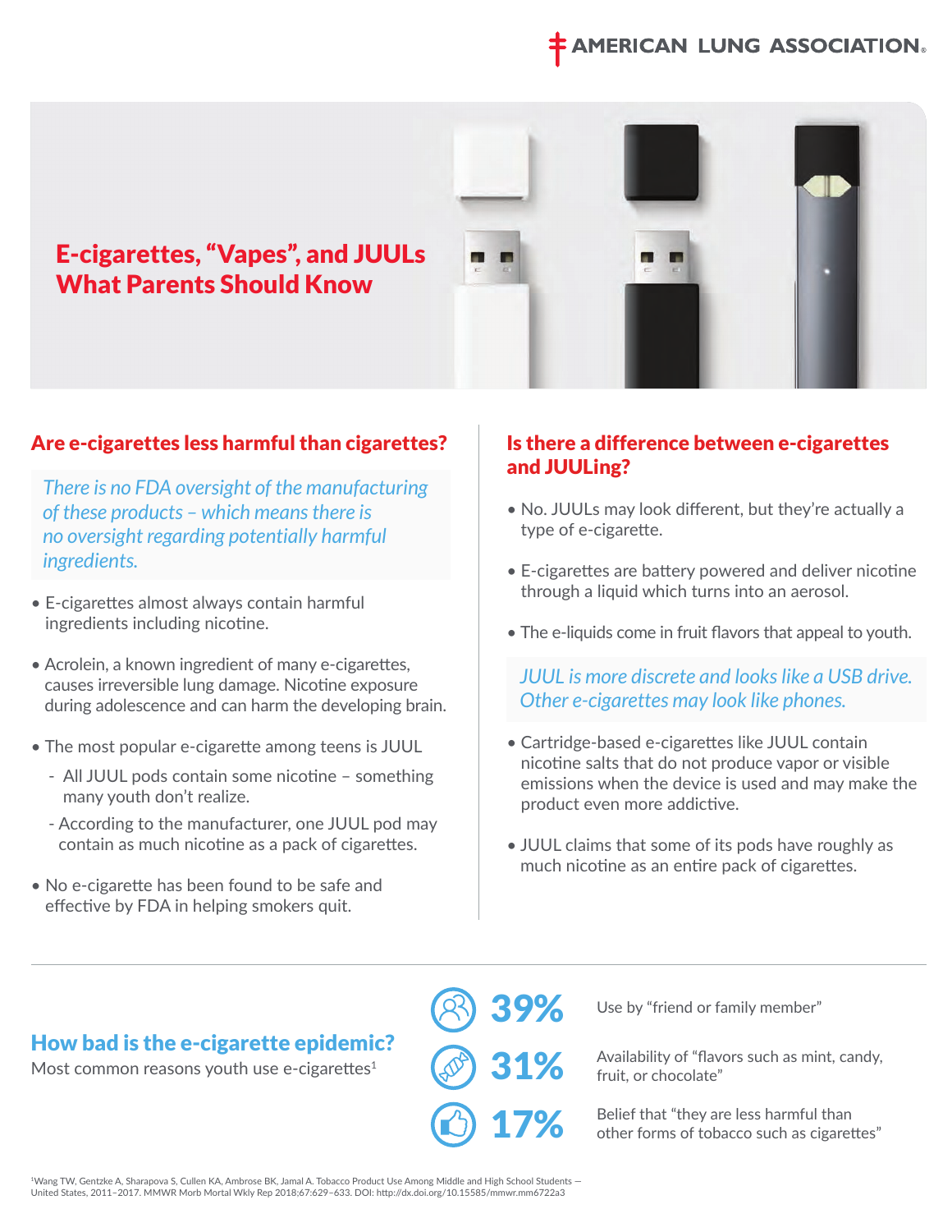# E-cigarettes, "Vapes", and JUULs What Parents Should Know

## Are e-cigarettes less harmful than cigarettes?

*There is no FDA oversight of the manufacturing of these products – which means there is no oversight regarding potentially harmful ingredients.*

- E-cigarettes almost always contain harmful ingredients including nicotine.
- Acrolein, a known ingredient of many e-cigarettes, causes irreversible lung damage. Nicotine exposure during adolescence and can harm the developing brain.
- The most popular e-cigarette among teens is JUUL
  - All JUUL pods contain some nicotine – something many youth don't realize.
  - According to the manufacturer, one JUUL pod may contain as much nicotine as a pack of cigarettes.
- No e-cigarette has been found to be safe and effective by FDA in helping smokers quit.

## Is there a difference between e-cigarettes and JUULing?

- No. JUULs may look different, but they're actually a type of e-cigarette.
- E-cigarettes are battery powered and deliver nicotine through a liquid which turns into an aerosol.
- The e-liquids come in fruit flavors that appeal to youth.

*JUUL is more discrete and looks like a USB drive. Other e-cigarettes may look like phones.*

- Cartridge-based e-cigarettes like JUUL contain nicotine salts that do not produce vapor or visible emissions when the device is used and may make the product even more addictive.
- JUUL claims that some of its pods have roughly as much nicotine as an entire pack of cigarettes.

## How bad is the e-cigarette epidemic?

Most common reasons youth use e-cigarettes[1]

**39%** Use by "friend or family member"

**31%** Availability of "flavors such as mint, candy, fruit, or chocolate"

**17%** Belief that "they are less harmful than other forms of tobacco such as cigarettes"

[1]Wang TW, Gentzke A, Sharapova S, Cullen KA, Ambrose BK, Jamal A. Tobacco Product Use Among Middle and High School Students — United States, 2011–2017. MMWR Morb Mortal Wkly Rep 2018;67:629–633. DOI: http://dx.doi.org/10.15585/mmwr.mm6722a3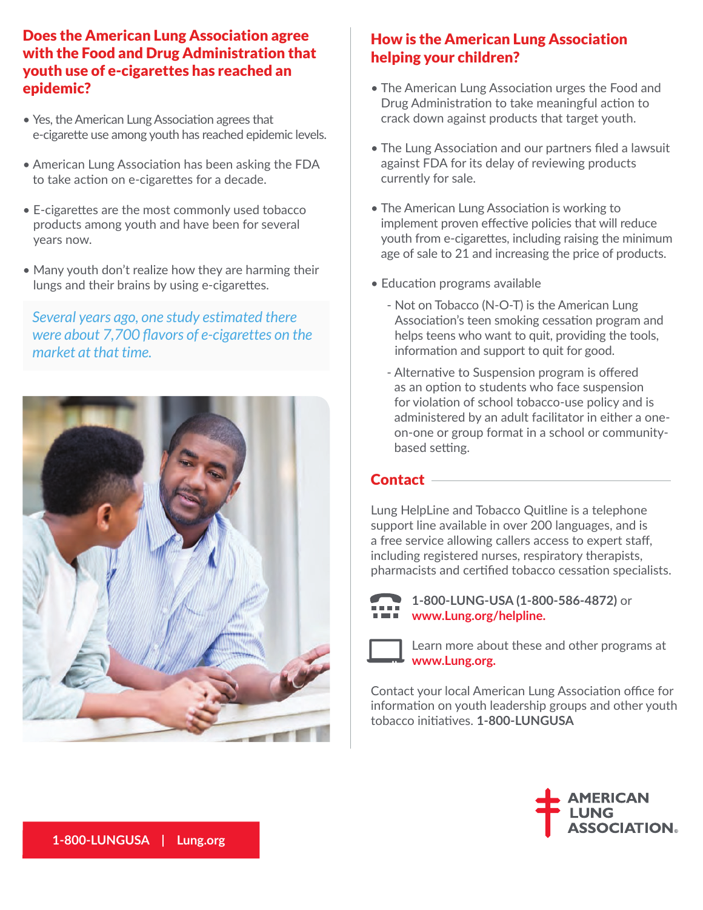## Does the American Lung Association agree with the Food and Drug Administration that youth use of e-cigarettes has reached an epidemic?

- Yes, the American Lung Association agrees that e-cigarette use among youth has reached epidemic levels.
- American Lung Association has been asking the FDA to take action on e-cigarettes for a decade.
- E-cigarettes are the most commonly used tobacco products among youth and have been for several years now.
- Many youth don't realize how they are harming their lungs and their brains by using e-cigarettes.

*Several years ago, one study estimated there were about 7,700 flavors of e-cigarettes on the market at that time.*

## How is the American Lung Association helping your children?

- The American Lung Association urges the Food and Drug Administration to take meaningful action to crack down against products that target youth.
- The Lung Association and our partners filed a lawsuit against FDA for its delay of reviewing products currently for sale.
- The American Lung Association is working to implement proven effective policies that will reduce youth from e-cigarettes, including raising the minimum age of sale to 21 and increasing the price of products.
- Education programs available
  - Not on Tobacco (N-O-T) is the American Lung Association's teen smoking cessation program and helps teens who want to quit, providing the tools, information and support to quit for good.
  - Alternative to Suspension program is offered as an option to students who face suspension for violation of school tobacco-use policy and is administered by an adult facilitator in either a one-on-one or group format in a school or community-based setting.

## Contact

Lung HelpLine and Tobacco Quitline is a telephone support line available in over 200 languages, and is a free service allowing callers access to expert staff, including registered nurses, respiratory therapists, pharmacists and certified tobacco cessation specialists.

**1-800-LUNG-USA (1-800-586-4872)** or **www.Lung.org/helpline.**

Learn more about these and other programs at **www.Lung.org.**

Contact your local American Lung Association office for information on youth leadership groups and other youth tobacco initiatives. **1-800-LUNGUSA**

**1-800-LUNGUSA | Lung.org**

AMERICAN LUNG ASSOCIATION®